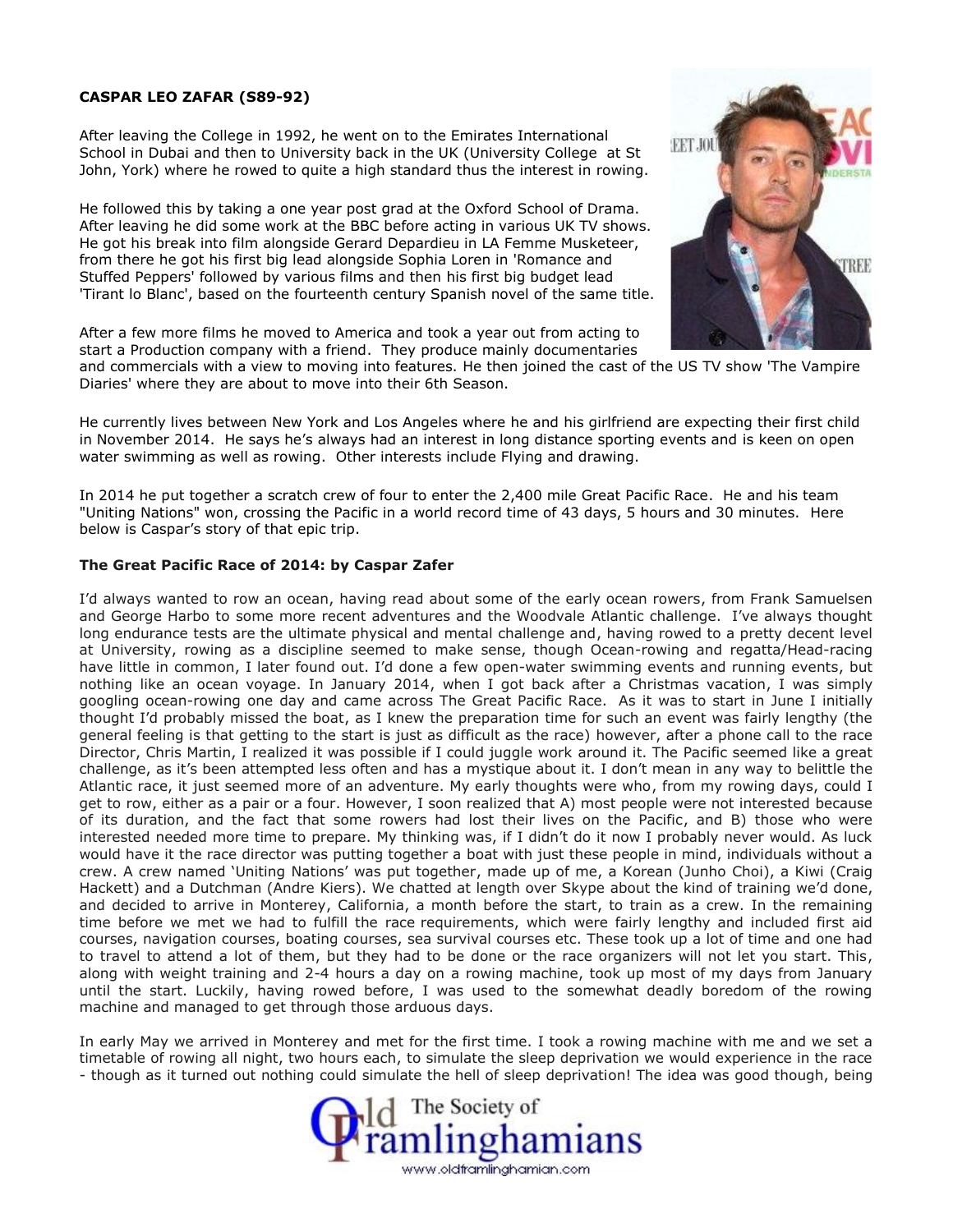**CASPAR LEO ZAFAR (S89-92)**

After leaving the College in 1992, he went on to the Emirates International School in Dubai and then to University back in the UK (University College at St John, York) where he rowed to quite a high standard thus the interest in rowing.

He followed this by taking a one year post grad at the Oxford School of Drama. After leaving he did some work at the BBC before acting in various UK TV shows. He got his break into film alongside Gerard Depardieu in LA Femme Musketeer, from there he got his first big lead alongside Sophia Loren in 'Romance and Stuffed Peppers' followed by various films and then his first big budget lead 'Tirant lo Blanc', based on the fourteenth century Spanish novel of the same title.

After a few more films he moved to America and took a year out from acting to start a Production company with a friend. They produce mainly documentaries and commercials with a view to moving into features. He then joined the cast of the US TV show 'The Vampire Diaries' where they are about to move into their 6th Season.

He currently lives between New York and Los Angeles where he and his girlfriend are expecting their first child in November 2014. He says he's always had an interest in long distance sporting events and is keen on open water swimming as well as rowing. Other interests include Flying and drawing.

In 2014 he put together a scratch crew of four to enter the 2,400 mile Great Pacific Race. He and his team "Uniting Nations" won, crossing the Pacific in a world record time of 43 days, 5 hours and 30 minutes. Here below is Caspar's story of that epic trip.

**The Great Pacific Race of 2014: by Caspar Zafer**

I'd always wanted to row an ocean, having read about some of the early ocean rowers, from Frank Samuelsen and George Harbo to some more recent adventures and the Woodvale Atlantic challenge. I've always thought long endurance tests are the ultimate physical and mental challenge and, having rowed to a pretty decent level at University, rowing as a discipline seemed to make sense, though Ocean-rowing and regatta/Head-racing have little in common, I later found out. I'd done a few open-water swimming events and running events, but nothing like an ocean voyage. In January 2014, when I got back after a Christmas vacation, I was simply googling ocean-rowing one day and came across The Great Pacific Race. As it was to start in June I initially thought I'd probably missed the boat, as I knew the preparation time for such an event was fairly lengthy (the general feeling is that getting to the start is just as difficult as the race) however, after a phone call to the race Director, Chris Martin, I realized it was possible if I could juggle work around it. The Pacific seemed like a great challenge, as it's been attempted less often and has a mystique about it. I don't mean in any way to belittle the Atlantic race, it just seemed more of an adventure. My early thoughts were who, from my rowing days, could I get to row, either as a pair or a four. However, I soon realized that A) most people were not interested because of its duration, and the fact that some rowers had lost their lives on the Pacific, and B) those who were interested needed more time to prepare. My thinking was, if I didn't do it now I probably never would. As luck would have it the race director was putting together a boat with just these people in mind, individuals without a crew. A crew named 'Uniting Nations' was put together, made up of me, a Korean (Junho Choi), a Kiwi (Craig Hackett) and a Dutchman (Andre Kiers). We chatted at length over Skype about the kind of training we'd done, and decided to arrive in Monterey, California, a month before the start, to train as a crew. In the remaining time before we met we had to fulfill the race requirements, which were fairly lengthy and included first aid courses, navigation courses, boating courses, sea survival courses etc. These took up a lot of time and one had to travel to attend a lot of them, but they had to be done or the race organizers will not let you start. This, along with weight training and 2-4 hours a day on a rowing machine, took up most of my days from January until the start. Luckily, having rowed before, I was used to the somewhat deadly boredom of the rowing machine and managed to get through those arduous days.

In early May we arrived in Monterey and met for the first time. I took a rowing machine with me and we set a timetable of rowing all night, two hours each, to simulate the sleep deprivation we would experience in the race - though as it turned out nothing could simulate the hell of sleep deprivation! The idea was good though, being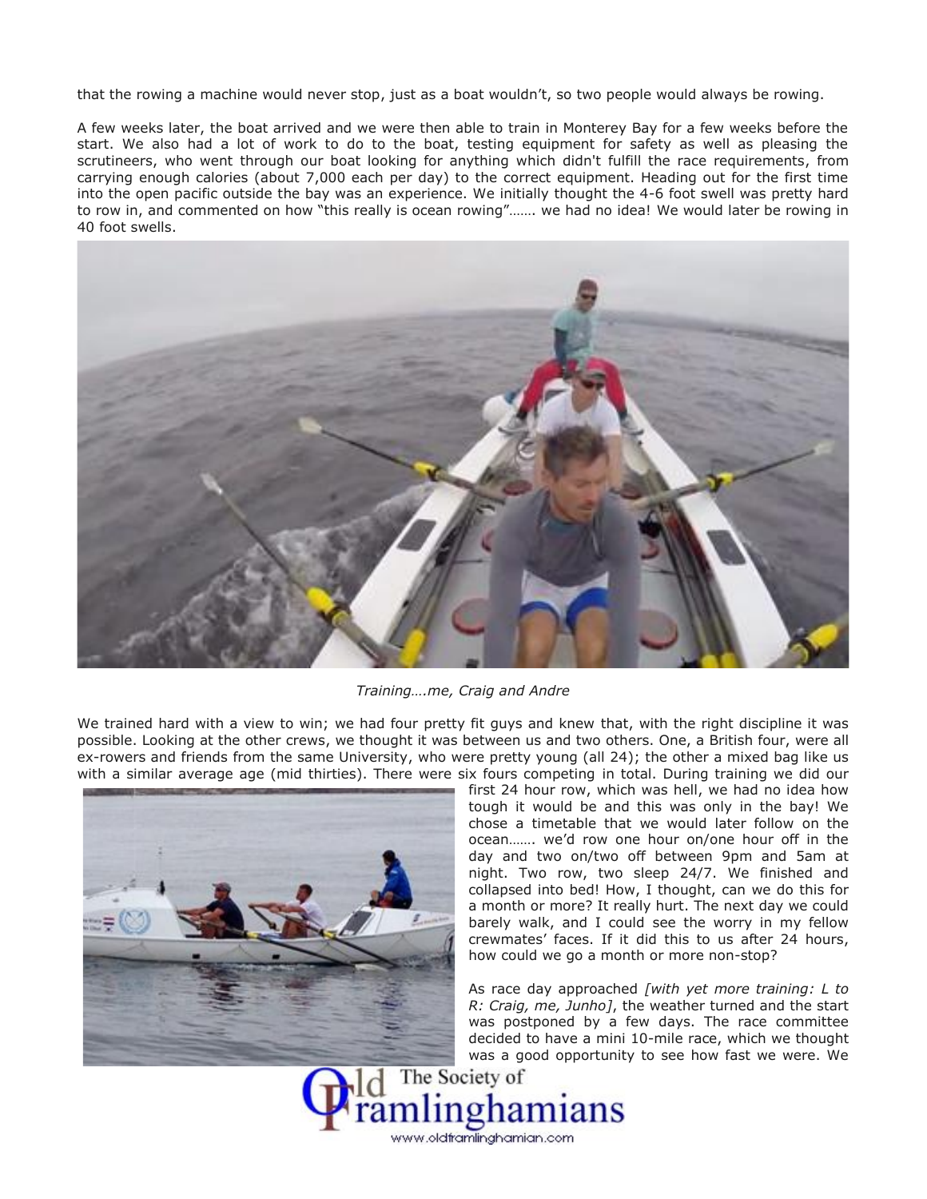that the rowing a machine would never stop, just as a boat wouldn't, so two people would always be rowing.

A few weeks later, the boat arrived and we were then able to train in Monterey Bay for a few weeks before the start. We also had a lot of work to do to the boat, testing equipment for safety as well as pleasing the scrutineers, who went through our boat looking for anything which didn't fulfill the race requirements, from carrying enough calories (about 7,000 each per day) to the correct equipment. Heading out for the first time into the open pacific outside the bay was an experience. We initially thought the 4-6 foot swell was pretty hard to row in, and commented on how "this really is ocean rowing"……. we had no idea! We would later be rowing in 40 foot swells.

*Training….me, Craig and Andre*

We trained hard with a view to win; we had four pretty fit guys and knew that, with the right discipline it was possible. Looking at the other crews, we thought it was between us and two others. One, a British four, were all ex-rowers and friends from the same University, who were pretty young (all 24); the other a mixed bag like us with a similar average age (mid thirties). There were six fours competing in total. During training we did our first 24 hour row, which was hell, we had no idea how tough it would be and this was only in the bay! We chose a timetable that we would later follow on the ocean……. we'd row one hour on/one hour off in the day and two on/two off between 9pm and 5am at night. Two row, two sleep 24/7. We finished and collapsed into bed! How, I thought, can we do this for a month or more? It really hurt. The next day we could barely walk, and I could see the worry in my fellow crewmates' faces. If it did this to us after 24 hours, how could we go a month or more non-stop?

As race day approached *[with yet more training: L to R: Craig, me, Junho]*, the weather turned and the start was postponed by a few days. The race committee decided to have a mini 10-mile race, which we thought was a good opportunity to see how fast we were. We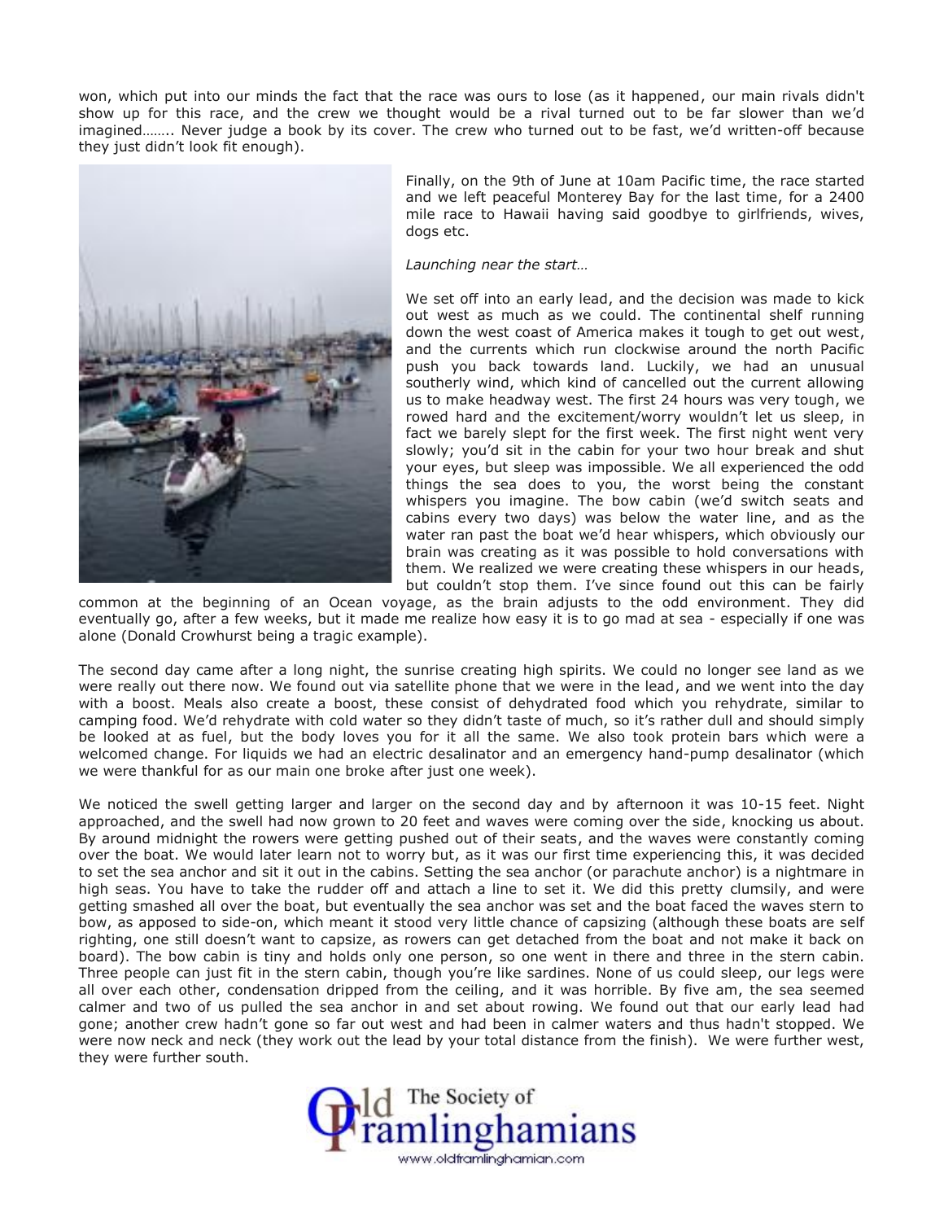won, which put into our minds the fact that the race was ours to lose (as it happened, our main rivals didn't show up for this race, and the crew we thought would be a rival turned out to be far slower than we'd imagined…….. Never judge a book by its cover. The crew who turned out to be fast, we'd written-off because they just didn't look fit enough).

Finally, on the 9th of June at 10am Pacific time, the race started and we left peaceful Monterey Bay for the last time, for a 2400 mile race to Hawaii having said goodbye to girlfriends, wives, dogs etc.

*Launching near the start…*

We set off into an early lead, and the decision was made to kick out west as much as we could. The continental shelf running down the west coast of America makes it tough to get out west, and the currents which run clockwise around the north Pacific push you back towards land. Luckily, we had an unusual southerly wind, which kind of cancelled out the current allowing us to make headway west. The first 24 hours was very tough, we rowed hard and the excitement/worry wouldn't let us sleep, in fact we barely slept for the first week. The first night went very slowly; you'd sit in the cabin for your two hour break and shut your eyes, but sleep was impossible. We all experienced the odd things the sea does to you, the worst being the constant whispers you imagine. The bow cabin (we'd switch seats and cabins every two days) was below the water line, and as the water ran past the boat we'd hear whispers, which obviously our brain was creating as it was possible to hold conversations with them. We realized we were creating these whispers in our heads, but couldn't stop them. I've since found out this can be fairly common at the beginning of an Ocean voyage, as the brain adjusts to the odd environment. They did eventually go, after a few weeks, but it made me realize how easy it is to go mad at sea - especially if one was alone (Donald Crowhurst being a tragic example).

The second day came after a long night, the sunrise creating high spirits. We could no longer see land as we were really out there now. We found out via satellite phone that we were in the lead, and we went into the day with a boost. Meals also create a boost, these consist of dehydrated food which you rehydrate, similar to camping food. We'd rehydrate with cold water so they didn't taste of much, so it's rather dull and should simply be looked at as fuel, but the body loves you for it all the same. We also took protein bars which were a welcomed change. For liquids we had an electric desalinator and an emergency hand-pump desalinator (which we were thankful for as our main one broke after just one week).

We noticed the swell getting larger and larger on the second day and by afternoon it was 10-15 feet. Night approached, and the swell had now grown to 20 feet and waves were coming over the side, knocking us about. By around midnight the rowers were getting pushed out of their seats, and the waves were constantly coming over the boat. We would later learn not to worry but, as it was our first time experiencing this, it was decided to set the sea anchor and sit it out in the cabins. Setting the sea anchor (or parachute anchor) is a nightmare in high seas. You have to take the rudder off and attach a line to set it. We did this pretty clumsily, and were getting smashed all over the boat, but eventually the sea anchor was set and the boat faced the waves stern to bow, as apposed to side-on, which meant it stood very little chance of capsizing (although these boats are self righting, one still doesn't want to capsize, as rowers can get detached from the boat and not make it back on board). The bow cabin is tiny and holds only one person, so one went in there and three in the stern cabin. Three people can just fit in the stern cabin, though you're like sardines. None of us could sleep, our legs were all over each other, condensation dripped from the ceiling, and it was horrible. By five am, the sea seemed calmer and two of us pulled the sea anchor in and set about rowing. We found out that our early lead had gone; another crew hadn't gone so far out west and had been in calmer waters and thus hadn't stopped. We were now neck and neck (they work out the lead by your total distance from the finish). We were further west, they were further south.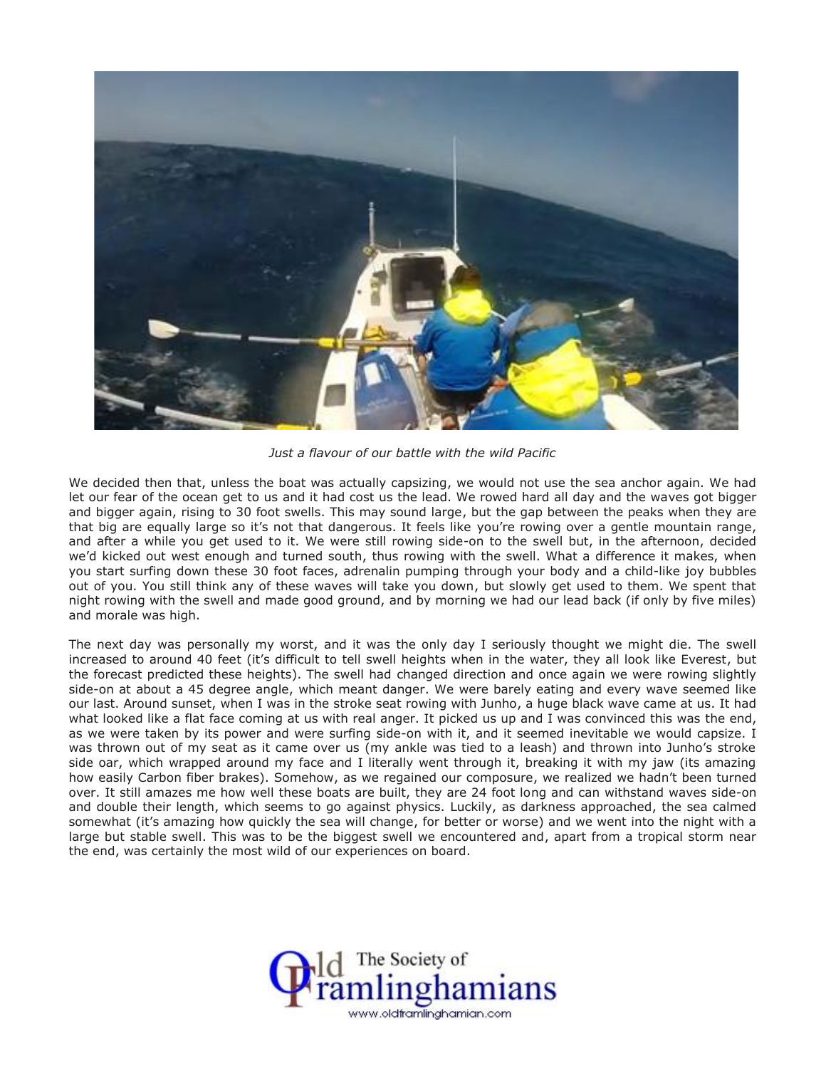*Just a flavour of our battle with the wild Pacific*

We decided then that, unless the boat was actually capsizing, we would not use the sea anchor again. We had let our fear of the ocean get to us and it had cost us the lead. We rowed hard all day and the waves got bigger and bigger again, rising to 30 foot swells. This may sound large, but the gap between the peaks when they are that big are equally large so it's not that dangerous. It feels like you're rowing over a gentle mountain range, and after a while you get used to it. We were still rowing side-on to the swell but, in the afternoon, decided we'd kicked out west enough and turned south, thus rowing with the swell. What a difference it makes, when you start surfing down these 30 foot faces, adrenalin pumping through your body and a child-like joy bubbles out of you. You still think any of these waves will take you down, but slowly get used to them. We spent that night rowing with the swell and made good ground, and by morning we had our lead back (if only by five miles) and morale was high.

The next day was personally my worst, and it was the only day I seriously thought we might die. The swell increased to around 40 feet (it's difficult to tell swell heights when in the water, they all look like Everest, but the forecast predicted these heights). The swell had changed direction and once again we were rowing slightly side-on at about a 45 degree angle, which meant danger. We were barely eating and every wave seemed like our last. Around sunset, when I was in the stroke seat rowing with Junho, a huge black wave came at us. It had what looked like a flat face coming at us with real anger. It picked us up and I was convinced this was the end, as we were taken by its power and were surfing side-on with it, and it seemed inevitable we would capsize. I was thrown out of my seat as it came over us (my ankle was tied to a leash) and thrown into Junho's stroke side oar, which wrapped around my face and I literally went through it, breaking it with my jaw (its amazing how easily Carbon fiber brakes). Somehow, as we regained our composure, we realized we hadn't been turned over. It still amazes me how well these boats are built, they are 24 foot long and can withstand waves side-on and double their length, which seems to go against physics. Luckily, as darkness approached, the sea calmed somewhat (it's amazing how quickly the sea will change, for better or worse) and we went into the night with a large but stable swell. This was to be the biggest swell we encountered and, apart from a tropical storm near the end, was certainly the most wild of our experiences on board.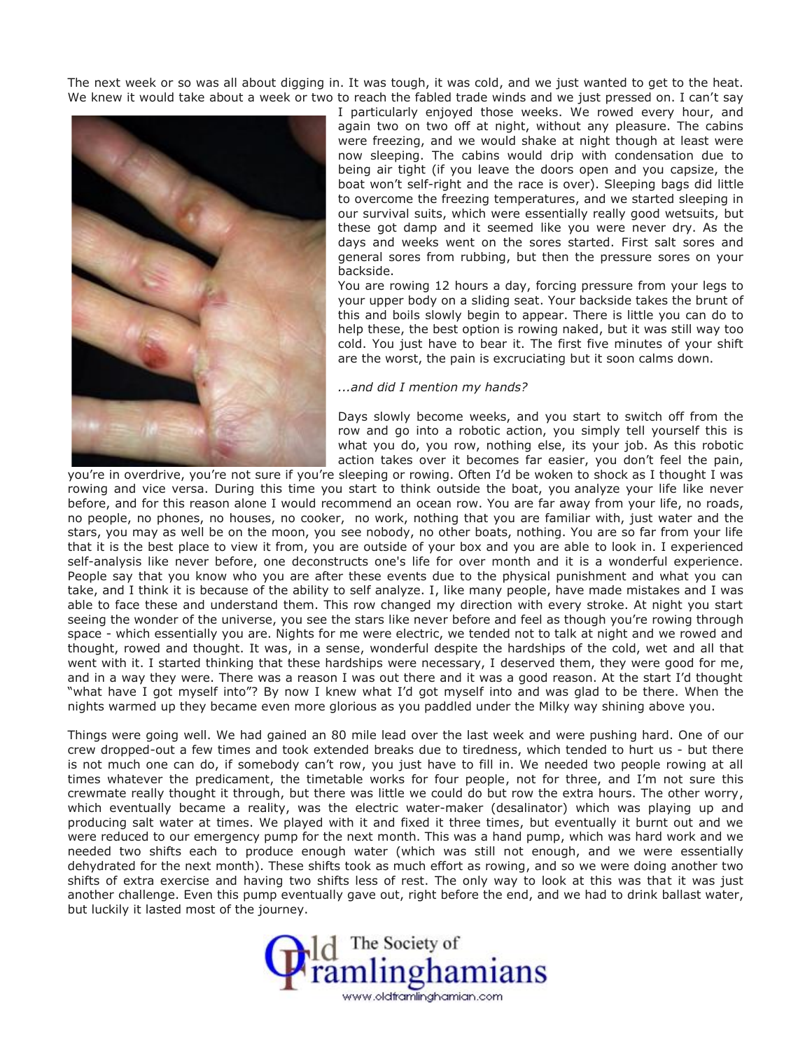The next week or so was all about digging in. It was tough, it was cold, and we just wanted to get to the heat. We knew it would take about a week or two to reach the fabled trade winds and we just pressed on. I can't say I particularly enjoyed those weeks. We rowed every hour, and again two on two off at night, without any pleasure. The cabins were freezing, and we would shake at night though at least were now sleeping. The cabins would drip with condensation due to being air tight (if you leave the doors open and you capsize, the boat won't self-right and the race is over). Sleeping bags did little to overcome the freezing temperatures, and we started sleeping in our survival suits, which were essentially really good wetsuits, but these got damp and it seemed like you were never dry. As the days and weeks went on the sores started. First salt sores and general sores from rubbing, but then the pressure sores on your backside.

You are rowing 12 hours a day, forcing pressure from your legs to your upper body on a sliding seat. Your backside takes the brunt of this and boils slowly begin to appear. There is little you can do to help these, the best option is rowing naked, but it was still way too cold. You just have to bear it. The first five minutes of your shift are the worst, the pain is excruciating but it soon calms down.

*...and did I mention my hands?*

Days slowly become weeks, and you start to switch off from the row and go into a robotic action, you simply tell yourself this is what you do, you row, nothing else, its your job. As this robotic action takes over it becomes far easier, you don't feel the pain, you're in overdrive, you're not sure if you're sleeping or rowing. Often I'd be woken to shock as I thought I was rowing and vice versa. During this time you start to think outside the boat, you analyze your life like never before, and for this reason alone I would recommend an ocean row. You are far away from your life, no roads, no people, no phones, no houses, no cooker, no work, nothing that you are familiar with, just water and the stars, you may as well be on the moon, you see nobody, no other boats, nothing. You are so far from your life that it is the best place to view it from, you are outside of your box and you are able to look in. I experienced self-analysis like never before, one deconstructs one's life for over month and it is a wonderful experience. People say that you know who you are after these events due to the physical punishment and what you can take, and I think it is because of the ability to self analyze. I, like many people, have made mistakes and I was able to face these and understand them. This row changed my direction with every stroke. At night you start seeing the wonder of the universe, you see the stars like never before and feel as though you're rowing through space - which essentially you are. Nights for me were electric, we tended not to talk at night and we rowed and thought, rowed and thought. It was, in a sense, wonderful despite the hardships of the cold, wet and all that went with it. I started thinking that these hardships were necessary, I deserved them, they were good for me, and in a way they were. There was a reason I was out there and it was a good reason. At the start I'd thought "what have I got myself into"? By now I knew what I'd got myself into and was glad to be there. When the nights warmed up they became even more glorious as you paddled under the Milky way shining above you.

Things were going well. We had gained an 80 mile lead over the last week and were pushing hard. One of our crew dropped-out a few times and took extended breaks due to tiredness, which tended to hurt us - but there is not much one can do, if somebody can't row, you just have to fill in. We needed two people rowing at all times whatever the predicament, the timetable works for four people, not for three, and I'm not sure this crewmate really thought it through, but there was little we could do but row the extra hours. The other worry, which eventually became a reality, was the electric water-maker (desalinator) which was playing up and producing salt water at times. We played with it and fixed it three times, but eventually it burnt out and we were reduced to our emergency pump for the next month. This was a hand pump, which was hard work and we needed two shifts each to produce enough water (which was still not enough, and we were essentially dehydrated for the next month). These shifts took as much effort as rowing, and so we were doing another two shifts of extra exercise and having two shifts less of rest. The only way to look at this was that it was just another challenge. Even this pump eventually gave out, right before the end, and we had to drink ballast water, but luckily it lasted most of the journey.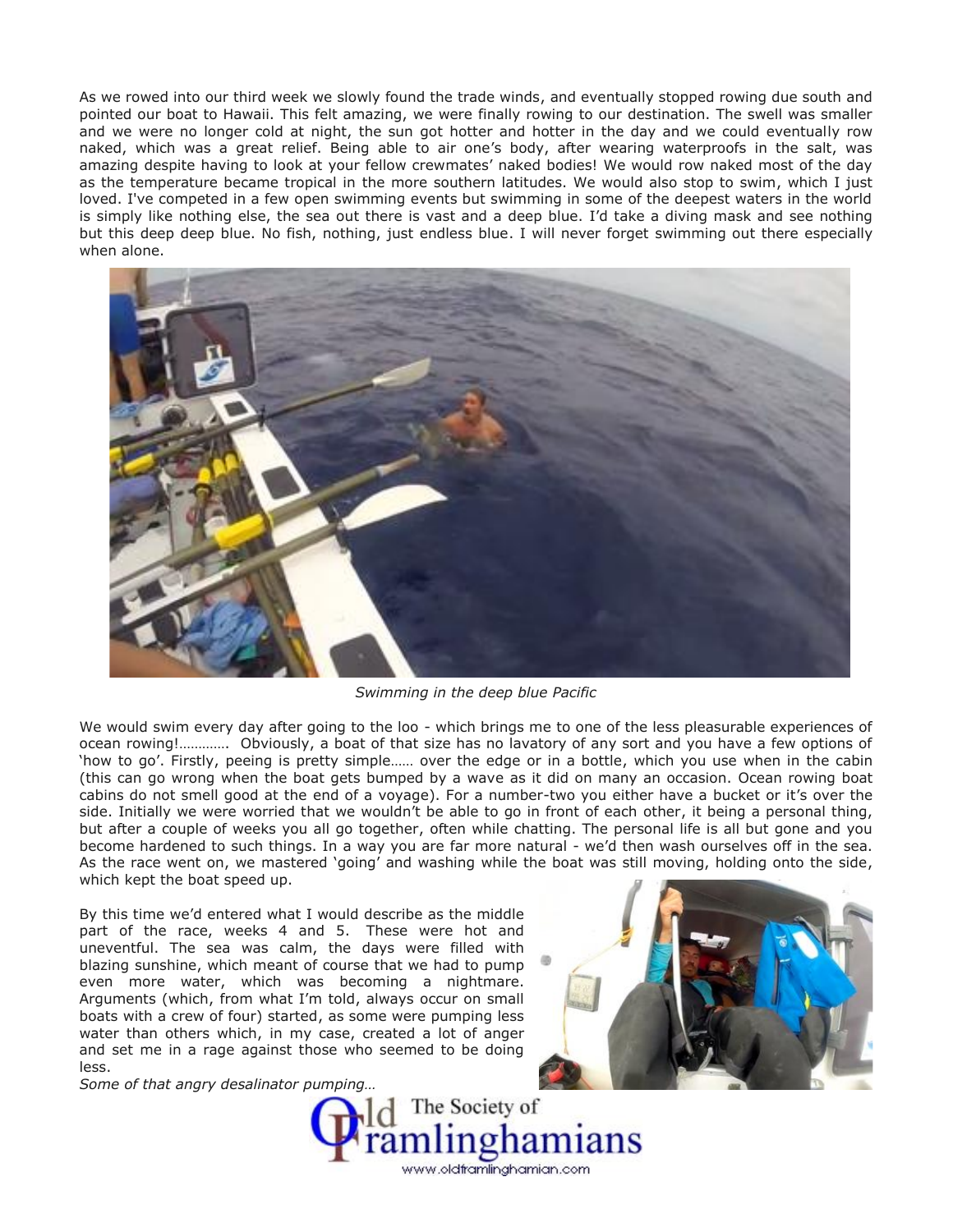As we rowed into our third week we slowly found the trade winds, and eventually stopped rowing due south and pointed our boat to Hawaii. This felt amazing, we were finally rowing to our destination. The swell was smaller and we were no longer cold at night, the sun got hotter and hotter in the day and we could eventually row naked, which was a great relief. Being able to air one's body, after wearing waterproofs in the salt, was amazing despite having to look at your fellow crewmates' naked bodies! We would row naked most of the day as the temperature became tropical in the more southern latitudes. We would also stop to swim, which I just loved. I've competed in a few open swimming events but swimming in some of the deepest waters in the world is simply like nothing else, the sea out there is vast and a deep blue. I'd take a diving mask and see nothing but this deep deep blue. No fish, nothing, just endless blue. I will never forget swimming out there especially when alone.

*Swimming in the deep blue Pacific*

We would swim every day after going to the loo - which brings me to one of the less pleasurable experiences of ocean rowing!…………. Obviously, a boat of that size has no lavatory of any sort and you have a few options of 'how to go'. Firstly, peeing is pretty simple…… over the edge or in a bottle, which you use when in the cabin (this can go wrong when the boat gets bumped by a wave as it did on many an occasion. Ocean rowing boat cabins do not smell good at the end of a voyage). For a number-two you either have a bucket or it's over the side. Initially we were worried that we wouldn't be able to go in front of each other, it being a personal thing, but after a couple of weeks you all go together, often while chatting. The personal life is all but gone and you become hardened to such things. In a way you are far more natural - we'd then wash ourselves off in the sea. As the race went on, we mastered 'going' and washing while the boat was still moving, holding onto the side, which kept the boat speed up.

By this time we'd entered what I would describe as the middle part of the race, weeks 4 and 5. These were hot and uneventful. The sea was calm, the days were filled with blazing sunshine, which meant of course that we had to pump even more water, which was becoming a nightmare. Arguments (which, from what I'm told, always occur on small boats with a crew of four) started, as some were pumping less water than others which, in my case, created a lot of anger and set me in a rage against those who seemed to be doing less.

*Some of that angry desalinator pumping…*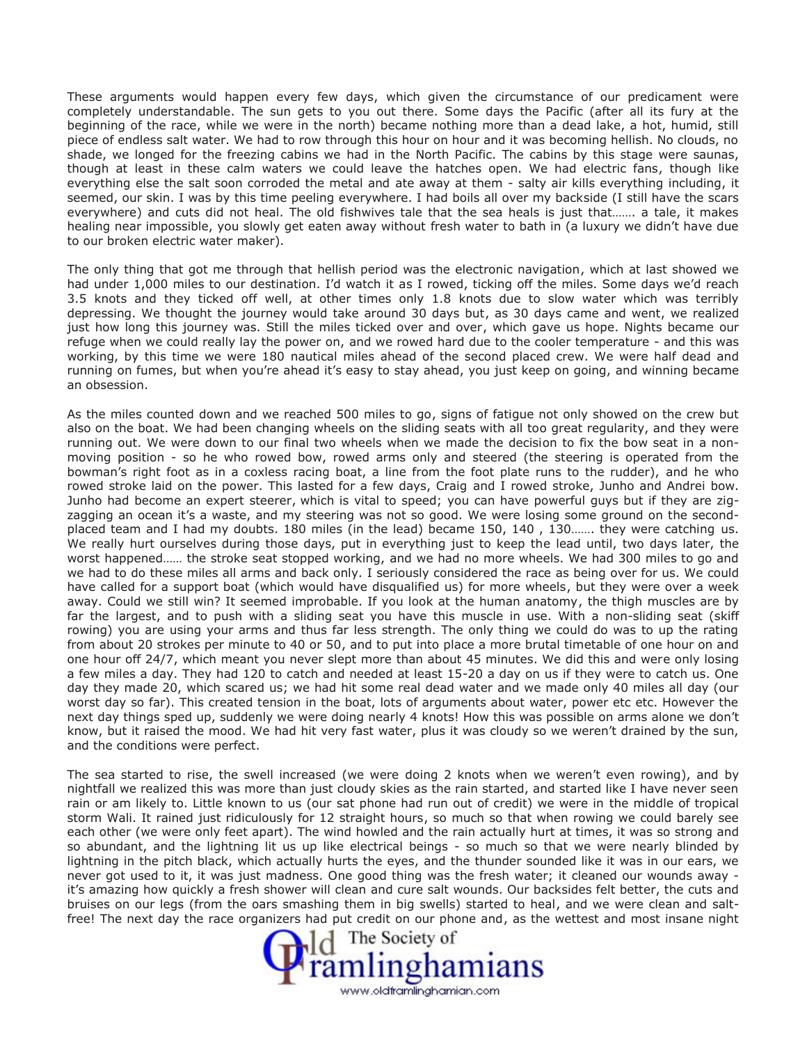These arguments would happen every few days, which given the circumstance of our predicament were completely understandable. The sun gets to you out there. Some days the Pacific (after all its fury at the beginning of the race, while we were in the north) became nothing more than a dead lake, a hot, humid, still piece of endless salt water. We had to row through this hour on hour and it was becoming hellish. No clouds, no shade, we longed for the freezing cabins we had in the North Pacific. The cabins by this stage were saunas, though at least in these calm waters we could leave the hatches open. We had electric fans, though like everything else the salt soon corroded the metal and ate away at them - salty air kills everything including, it seemed, our skin. I was by this time peeling everywhere. I had boils all over my backside (I still have the scars everywhere) and cuts did not heal. The old fishwives tale that the sea heals is just that……. a tale, it makes healing near impossible, you slowly get eaten away without fresh water to bath in (a luxury we didn't have due to our broken electric water maker).

The only thing that got me through that hellish period was the electronic navigation, which at last showed we had under 1,000 miles to our destination. I'd watch it as I rowed, ticking off the miles. Some days we'd reach 3.5 knots and they ticked off well, at other times only 1.8 knots due to slow water which was terribly depressing. We thought the journey would take around 30 days but, as 30 days came and went, we realized just how long this journey was. Still the miles ticked over and over, which gave us hope. Nights became our refuge when we could really lay the power on, and we rowed hard due to the cooler temperature - and this was working, by this time we were 180 nautical miles ahead of the second placed crew. We were half dead and running on fumes, but when you're ahead it's easy to stay ahead, you just keep on going, and winning became an obsession.

As the miles counted down and we reached 500 miles to go, signs of fatigue not only showed on the crew but also on the boat. We had been changing wheels on the sliding seats with all too great regularity, and they were running out. We were down to our final two wheels when we made the decision to fix the bow seat in a non-moving position - so he who rowed bow, rowed arms only and steered (the steering is operated from the bowman's right foot as in a coxless racing boat, a line from the foot plate runs to the rudder), and he who rowed stroke laid on the power. This lasted for a few days, Craig and I rowed stroke, Junho and Andrei bow. Junho had become an expert steerer, which is vital to speed; you can have powerful guys but if they are zig-zagging an ocean it's a waste, and my steering was not so good. We were losing some ground on the second-placed team and I had my doubts. 180 miles (in the lead) became 150, 140 , 130……. they were catching us. We really hurt ourselves during those days, put in everything just to keep the lead until, two days later, the worst happened…… the stroke seat stopped working, and we had no more wheels. We had 300 miles to go and we had to do these miles all arms and back only. I seriously considered the race as being over for us. We could have called for a support boat (which would have disqualified us) for more wheels, but they were over a week away. Could we still win? It seemed improbable. If you look at the human anatomy, the thigh muscles are by far the largest, and to push with a sliding seat you have this muscle in use. With a non-sliding seat (skiff rowing) you are using your arms and thus far less strength. The only thing we could do was to up the rating from about 20 strokes per minute to 40 or 50, and to put into place a more brutal timetable of one hour on and one hour off 24/7, which meant you never slept more than about 45 minutes. We did this and were only losing a few miles a day. They had 120 to catch and needed at least 15-20 a day on us if they were to catch us. One day they made 20, which scared us; we had hit some real dead water and we made only 40 miles all day (our worst day so far). This created tension in the boat, lots of arguments about water, power etc etc. However the next day things sped up, suddenly we were doing nearly 4 knots! How this was possible on arms alone we don't know, but it raised the mood. We had hit very fast water, plus it was cloudy so we weren't drained by the sun, and the conditions were perfect.

The sea started to rise, the swell increased (we were doing 2 knots when we weren't even rowing), and by nightfall we realized this was more than just cloudy skies as the rain started, and started like I have never seen rain or am likely to. Little known to us (our sat phone had run out of credit) we were in the middle of tropical storm Wali. It rained just ridiculously for 12 straight hours, so much so that when rowing we could barely see each other (we were only feet apart). The wind howled and the rain actually hurt at times, it was so strong and so abundant, and the lightning lit us up like electrical beings - so much so that we were nearly blinded by lightning in the pitch black, which actually hurts the eyes, and the thunder sounded like it was in our ears, we never got used to it, it was just madness. One good thing was the fresh water; it cleaned our wounds away - it's amazing how quickly a fresh shower will clean and cure salt wounds. Our backsides felt better, the cuts and bruises on our legs (from the oars smashing them in big swells) started to heal, and we were clean and salt-free! The next day the race organizers had put credit on our phone and, as the wettest and most insane night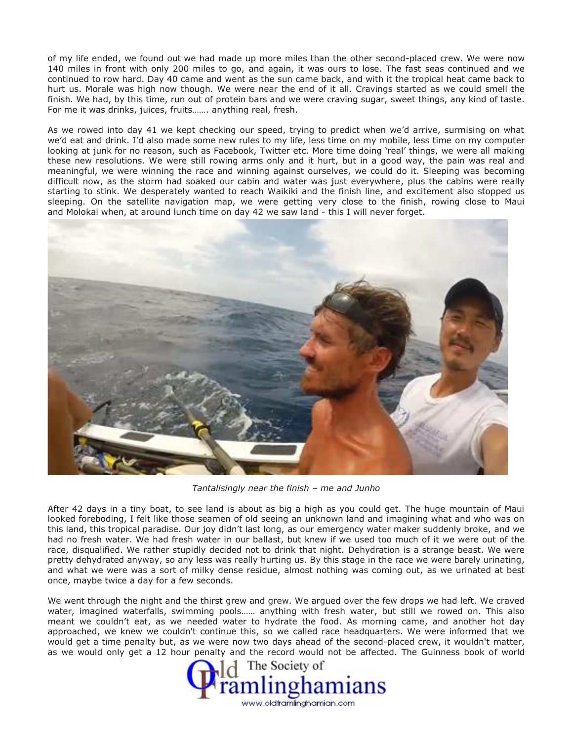of my life ended, we found out we had made up more miles than the other second-placed crew. We were now 140 miles in front with only 200 miles to go, and again, it was ours to lose. The fast seas continued and we continued to row hard. Day 40 came and went as the sun came back, and with it the tropical heat came back to hurt us. Morale was high now though. We were near the end of it all. Cravings started as we could smell the finish. We had, by this time, run out of protein bars and we were craving sugar, sweet things, any kind of taste. For me it was drinks, juices, fruits……. anything real, fresh.

As we rowed into day 41 we kept checking our speed, trying to predict when we'd arrive, surmising on what we'd eat and drink. I'd also made some new rules to my life, less time on my mobile, less time on my computer looking at junk for no reason, such as Facebook, Twitter etc. More time doing 'real' things, we were all making these new resolutions. We were still rowing arms only and it hurt, but in a good way, the pain was real and meaningful, we were winning the race and winning against ourselves, we could do it. Sleeping was becoming difficult now, as the storm had soaked our cabin and water was just everywhere, plus the cabins were really starting to stink. We desperately wanted to reach Waikiki and the finish line, and excitement also stopped us sleeping. On the satellite navigation map, we were getting very close to the finish, rowing close to Maui and Molokai when, at around lunch time on day 42 we saw land - this I will never forget.

*Tantalisingly near the finish – me and Junho*

After 42 days in a tiny boat, to see land is about as big a high as you could get. The huge mountain of Maui looked foreboding, I felt like those seamen of old seeing an unknown land and imagining what and who was on this land, this tropical paradise. Our joy didn't last long, as our emergency water maker suddenly broke, and we had no fresh water. We had fresh water in our ballast, but knew if we used too much of it we were out of the race, disqualified. We rather stupidly decided not to drink that night. Dehydration is a strange beast. We were pretty dehydrated anyway, so any less was really hurting us. By this stage in the race we were barely urinating, and what we were was a sort of milky dense residue, almost nothing was coming out, as we urinated at best once, maybe twice a day for a few seconds.

We went through the night and the thirst grew and grew. We argued over the few drops we had left. We craved water, imagined waterfalls, swimming pools…… anything with fresh water, but still we rowed on. This also meant we couldn't eat, as we needed water to hydrate the food. As morning came, and another hot day approached, we knew we couldn't continue this, so we called race headquarters. We were informed that we would get a time penalty but, as we were now two days ahead of the second-placed crew, it wouldn't matter, as we would only get a 12 hour penalty and the record would not be affected. The Guinness book of world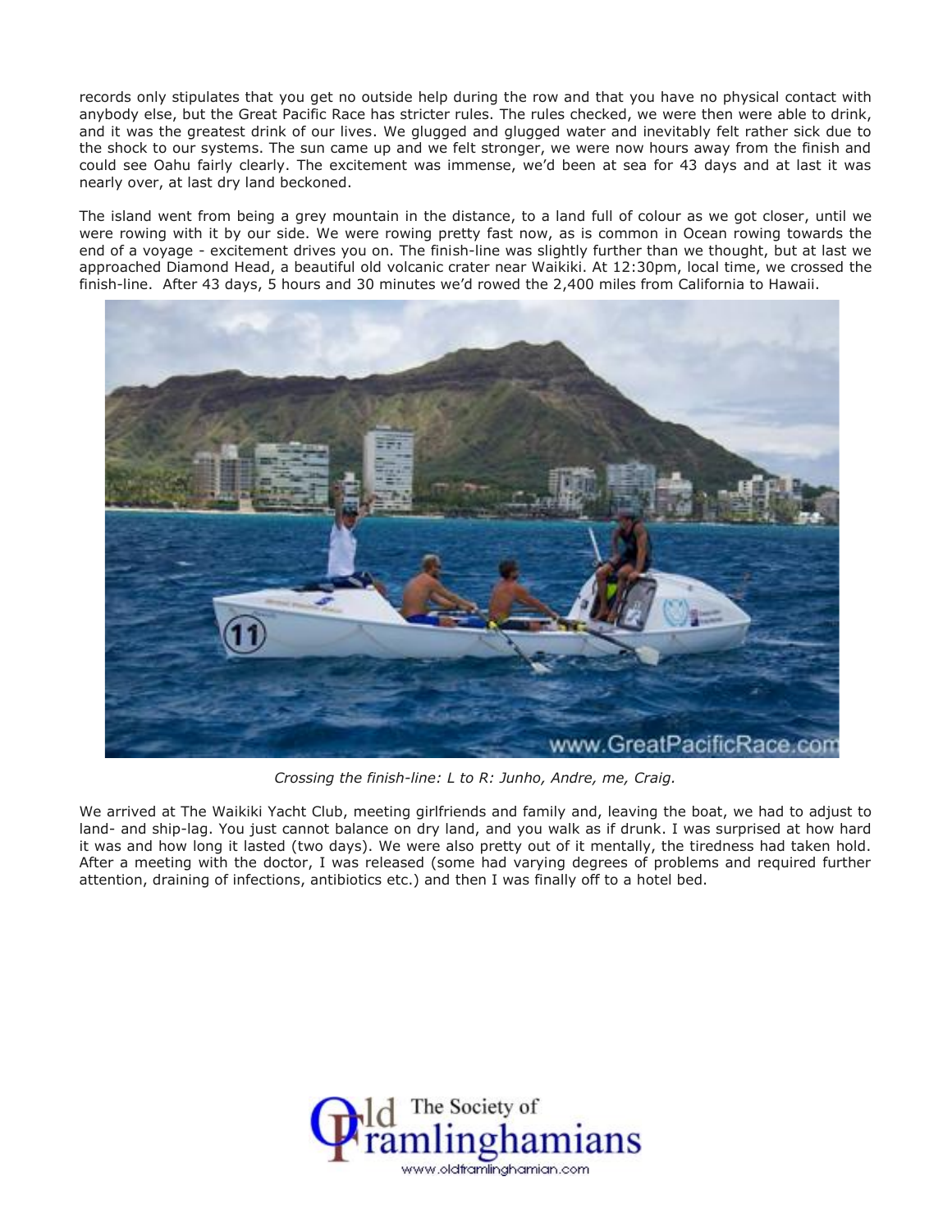records only stipulates that you get no outside help during the row and that you have no physical contact with anybody else, but the Great Pacific Race has stricter rules. The rules checked, we were then were able to drink, and it was the greatest drink of our lives. We glugged and glugged water and inevitably felt rather sick due to the shock to our systems. The sun came up and we felt stronger, we were now hours away from the finish and could see Oahu fairly clearly. The excitement was immense, we'd been at sea for 43 days and at last it was nearly over, at last dry land beckoned.

The island went from being a grey mountain in the distance, to a land full of colour as we got closer, until we were rowing with it by our side. We were rowing pretty fast now, as is common in Ocean rowing towards the end of a voyage - excitement drives you on. The finish-line was slightly further than we thought, but at last we approached Diamond Head, a beautiful old volcanic crater near Waikiki. At 12:30pm, local time, we crossed the finish-line. After 43 days, 5 hours and 30 minutes we'd rowed the 2,400 miles from California to Hawaii.

*Crossing the finish-line: L to R: Junho, Andre, me, Craig.*

We arrived at The Waikiki Yacht Club, meeting girlfriends and family and, leaving the boat, we had to adjust to land- and ship-lag. You just cannot balance on dry land, and you walk as if drunk. I was surprised at how hard it was and how long it lasted (two days). We were also pretty out of it mentally, the tiredness had taken hold. After a meeting with the doctor, I was released (some had varying degrees of problems and required further attention, draining of infections, antibiotics etc.) and then I was finally off to a hotel bed.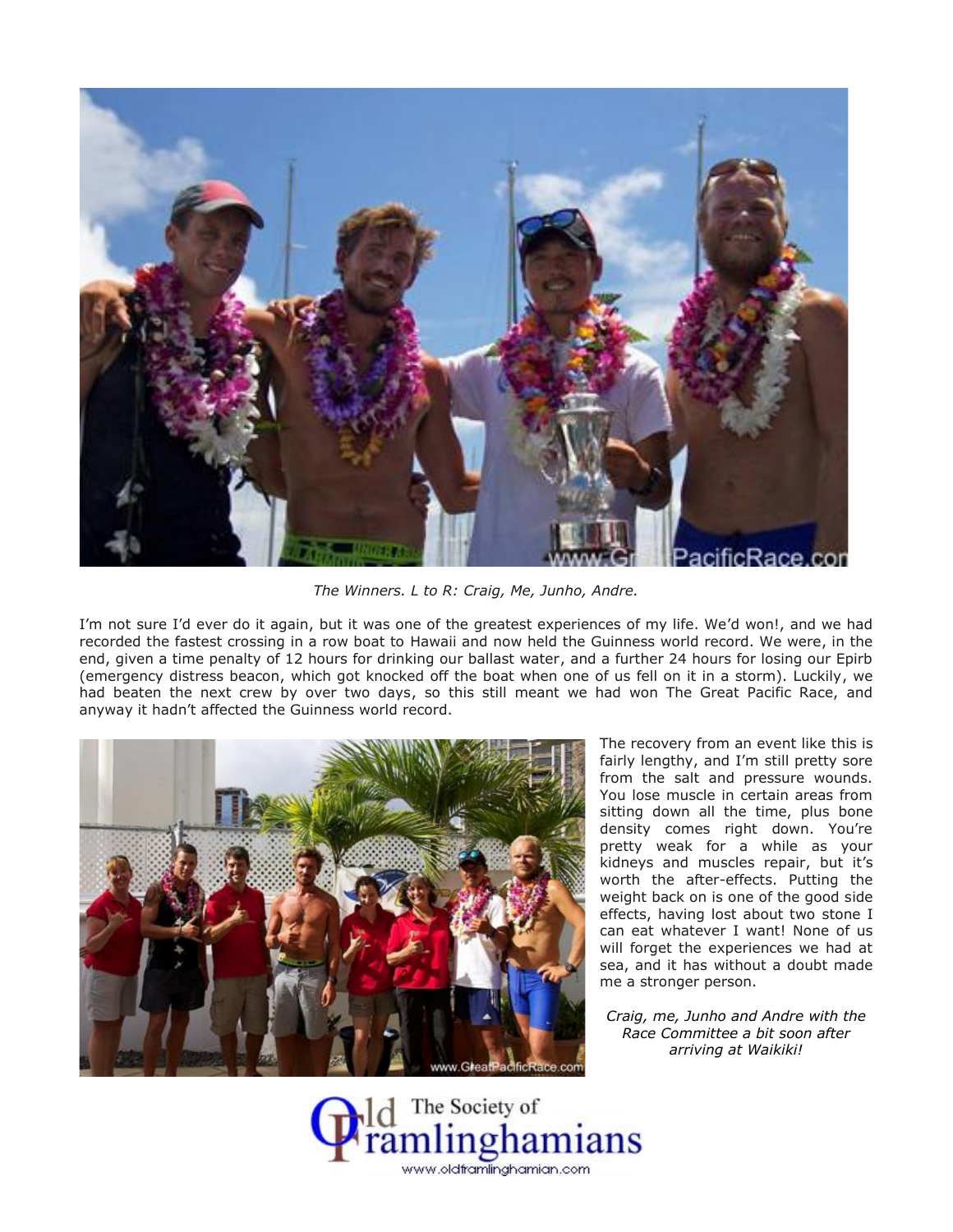*The Winners. L to R: Craig, Me, Junho, Andre.*

I'm not sure I'd ever do it again, but it was one of the greatest experiences of my life. We'd won!, and we had recorded the fastest crossing in a row boat to Hawaii and now held the Guinness world record. We were, in the end, given a time penalty of 12 hours for drinking our ballast water, and a further 24 hours for losing our Epirb (emergency distress beacon, which got knocked off the boat when one of us fell on it in a storm). Luckily, we had beaten the next crew by over two days, so this still meant we had won The Great Pacific Race, and anyway it hadn't affected the Guinness world record.

The recovery from an event like this is fairly lengthy, and I'm still pretty sore from the salt and pressure wounds. You lose muscle in certain areas from sitting down all the time, plus bone density comes right down. You're pretty weak for a while as your kidneys and muscles repair, but it's worth the after-effects. Putting the weight back on is one of the good side effects, having lost about two stone I can eat whatever I want! None of us will forget the experiences we had at sea, and it has without a doubt made me a stronger person.

*Craig, me, Junho and Andre with the Race Committee a bit soon after arriving at Waikiki!*